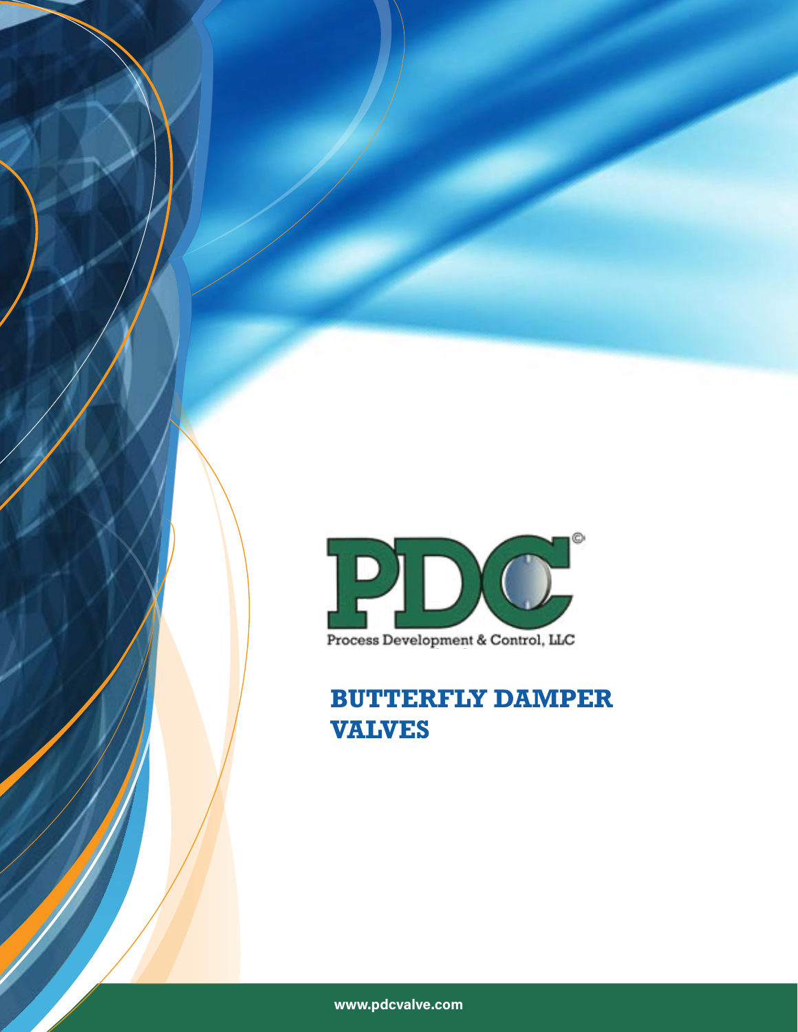PDC©

Process Development & Control, LLC

# BUTTERFLY DAMPER VALVES

www.pdcvalve.com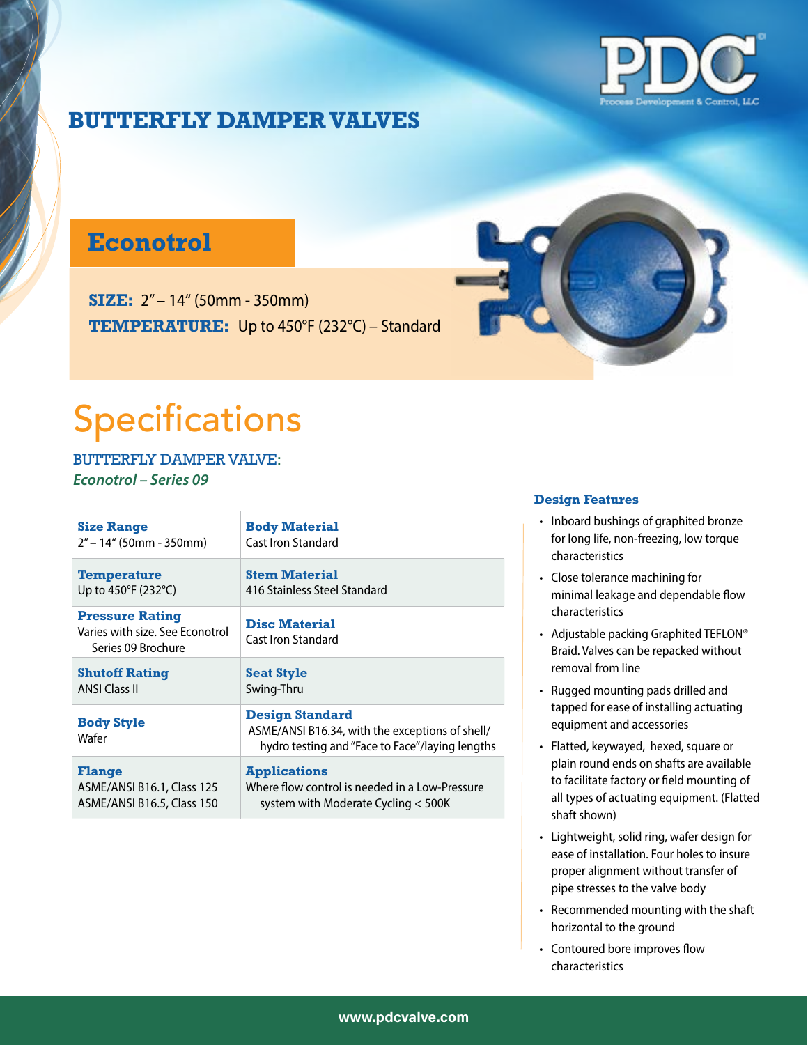# BUTTERFLY DAMPER VALVES

## Econotrol

**SIZE:** 2" – 14" (50mm - 350mm)
**TEMPERATURE:** Up to 450°F (232°C) – Standard

# Specifications

BUTTERFLY DAMPER VALVE:
***Econotrol – Series 09***

| | |
|---|---|
| **Size Range**<br>2" – 14" (50mm - 350mm) | **Body Material**<br>Cast Iron Standard |
| **Temperature**<br>Up to 450°F (232°C) | **Stem Material**<br>416 Stainless Steel Standard |
| **Pressure Rating**<br>Varies with size. See Econotrol Series 09 Brochure | **Disc Material**<br>Cast Iron Standard |
| **Shutoff Rating**<br>ANSI Class II | **Seat Style**<br>Swing-Thru |
| **Body Style**<br>Wafer | **Design Standard**<br>ASME/ANSI B16.34, with the exceptions of shell/ hydro testing and "Face to Face"/laying lengths |
| **Flange**<br>ASME/ANSI B16.1, Class 125<br>ASME/ANSI B16.5, Class 150 | **Applications**<br>Where flow control is needed in a Low-Pressure system with Moderate Cycling < 500K |

### Design Features

- Inboard bushings of graphited bronze for long life, non-freezing, low torque characteristics
- Close tolerance machining for minimal leakage and dependable flow characteristics
- Adjustable packing Graphited TEFLON® Braid. Valves can be repacked without removal from line
- Rugged mounting pads drilled and tapped for ease of installing actuating equipment and accessories
- Flatted, keywayed, hexed, square or plain round ends on shafts are available to facilitate factory or field mounting of all types of actuating equipment. (Flatted shaft shown)
- Lightweight, solid ring, wafer design for ease of installation. Four holes to insure proper alignment without transfer of pipe stresses to the valve body
- Recommended mounting with the shaft horizontal to the ground
- Contoured bore improves flow characteristics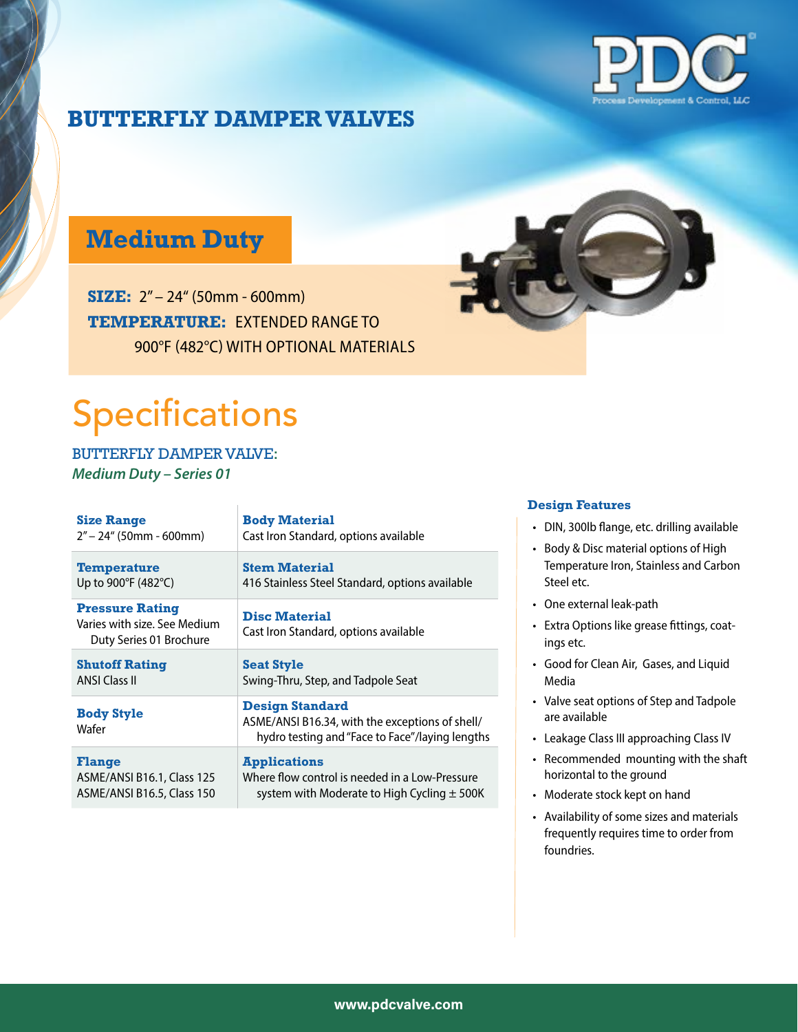# BUTTERFLY DAMPER VALVES

## Medium Duty

**SIZE:** 2" – 24" (50mm - 600mm)
**TEMPERATURE:** EXTENDED RANGE TO 900°F (482°C) WITH OPTIONAL MATERIALS

# Specifications

BUTTERFLY DAMPER VALVE:
*Medium Duty – Series 01*

| | |
|---|---|
| **Size Range**<br>2" – 24" (50mm - 600mm) | **Body Material**<br>Cast Iron Standard, options available |
| **Temperature**<br>Up to 900°F (482°C) | **Stem Material**<br>416 Stainless Steel Standard, options available |
| **Pressure Rating**<br>Varies with size. See Medium Duty Series 01 Brochure | **Disc Material**<br>Cast Iron Standard, options available |
| **Shutoff Rating**<br>ANSI Class II | **Seat Style**<br>Swing-Thru, Step, and Tadpole Seat |
| **Body Style**<br>Wafer | **Design Standard**<br>ASME/ANSI B16.34, with the exceptions of shell/ hydro testing and "Face to Face"/laying lengths |
| **Flange**<br>ASME/ANSI B16.1, Class 125<br>ASME/ANSI B16.5, Class 150 | **Applications**<br>Where flow control is needed in a Low-Pressure system with Moderate to High Cycling ± 500K |

### Design Features

- DIN, 300lb flange, etc. drilling available
- Body & Disc material options of High Temperature Iron, Stainless and Carbon Steel etc.
- One external leak-path
- Extra Options like grease fittings, coatings etc.
- Good for Clean Air, Gases, and Liquid Media
- Valve seat options of Step and Tadpole are available
- Leakage Class III approaching Class IV
- Recommended mounting with the shaft horizontal to the ground
- Moderate stock kept on hand
- Availability of some sizes and materials frequently requires time to order from foundries.

www.pdcvalve.com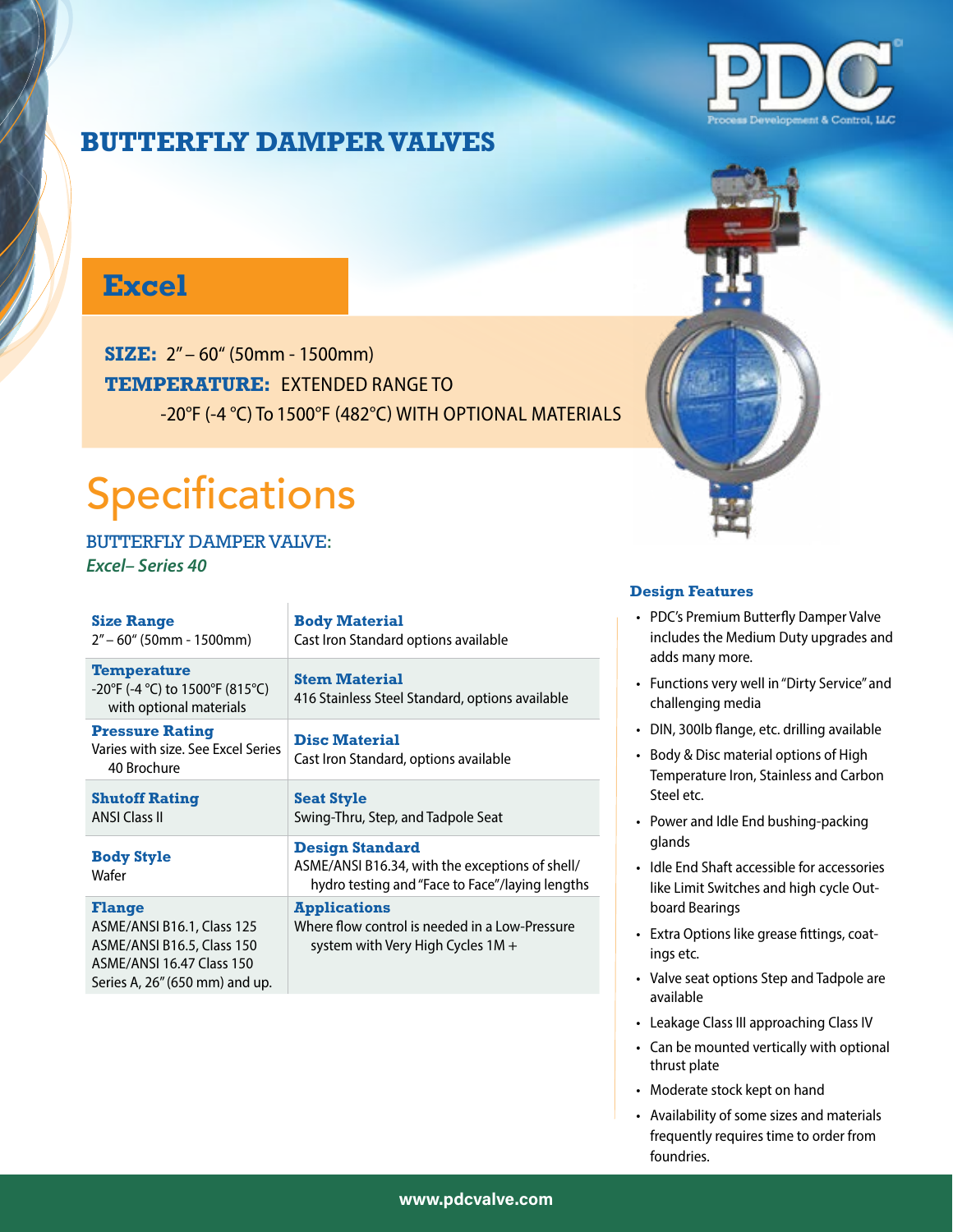# BUTTERFLY DAMPER VALVES

## Excel

**SIZE:** 2" – 60" (50mm - 1500mm)

**TEMPERATURE:** EXTENDED RANGE TO -20°F (-4 °C) To 1500°F (482°C) WITH OPTIONAL MATERIALS

# Specifications

BUTTERFLY DAMPER VALVE:

***Excel– Series 40***

| | |
|---|---|
| **Size Range**<br>2" – 60" (50mm - 1500mm) | **Body Material**<br>Cast Iron Standard options available |
| **Temperature**<br>-20°F (-4 °C) to 1500°F (815°C) with optional materials | **Stem Material**<br>416 Stainless Steel Standard, options available |
| **Pressure Rating**<br>Varies with size. See Excel Series 40 Brochure | **Disc Material**<br>Cast Iron Standard, options available |
| **Shutoff Rating**<br>ANSI Class II | **Seat Style**<br>Swing-Thru, Step, and Tadpole Seat |
| **Body Style**<br>Wafer | **Design Standard**<br>ASME/ANSI B16.34, with the exceptions of shell/ hydro testing and "Face to Face"/laying lengths |
| **Flange**<br>ASME/ANSI B16.1, Class 125<br>ASME/ANSI B16.5, Class 150<br>ASME/ANSI 16.47 Class 150 Series A, 26" (650 mm) and up. | **Applications**<br>Where flow control is needed in a Low-Pressure system with Very High Cycles 1M + |

### Design Features

- PDC's Premium Butterfly Damper Valve includes the Medium Duty upgrades and adds many more.
- Functions very well in "Dirty Service" and challenging media
- DIN, 300lb flange, etc. drilling available
- Body & Disc material options of High Temperature Iron, Stainless and Carbon Steel etc.
- Power and Idle End bushing-packing glands
- Idle End Shaft accessible for accessories like Limit Switches and high cycle Out-board Bearings
- Extra Options like grease fittings, coat-ings etc.
- Valve seat options Step and Tadpole are available
- Leakage Class III approaching Class IV
- Can be mounted vertically with optional thrust plate
- Moderate stock kept on hand
- Availability of some sizes and materials frequently requires time to order from foundries.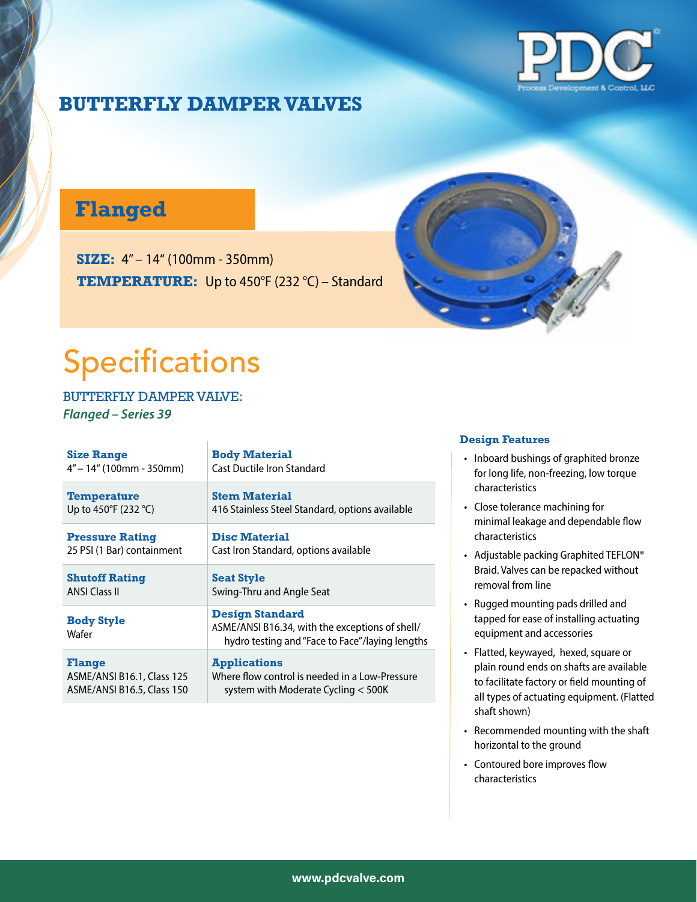# BUTTERFLY DAMPER VALVES

## Flanged

**SIZE:** 4" – 14" (100mm - 350mm)
**TEMPERATURE:** Up to 450°F (232 °C) – Standard

# Specifications

BUTTERFLY DAMPER VALVE:
*Flanged – Series 39*

| | |
|---|---|
| **Size Range**<br>4" – 14" (100mm - 350mm) | **Body Material**<br>Cast Ductile Iron Standard |
| **Temperature**<br>Up to 450°F (232 °C) | **Stem Material**<br>416 Stainless Steel Standard, options available |
| **Pressure Rating**<br>25 PSI (1 Bar) containment | **Disc Material**<br>Cast Iron Standard, options available |
| **Shutoff Rating**<br>ANSI Class II | **Seat Style**<br>Swing-Thru and Angle Seat |
| **Body Style**<br>Wafer | **Design Standard**<br>ASME/ANSI B16.34, with the exceptions of shell/hydro testing and "Face to Face"/laying lengths |
| **Flange**<br>ASME/ANSI B16.1, Class 125<br>ASME/ANSI B16.5, Class 150 | **Applications**<br>Where flow control is needed in a Low-Pressure system with Moderate Cycling < 500K |

### Design Features

- Inboard bushings of graphited bronze for long life, non-freezing, low torque characteristics
- Close tolerance machining for minimal leakage and dependable flow characteristics
- Adjustable packing Graphited TEFLON® Braid. Valves can be repacked without removal from line
- Rugged mounting pads drilled and tapped for ease of installing actuating equipment and accessories
- Flatted, keywayed, hexed, square or plain round ends on shafts are available to facilitate factory or field mounting of all types of actuating equipment. (Flatted shaft shown)
- Recommended mounting with the shaft horizontal to the ground
- Contoured bore improves flow characteristics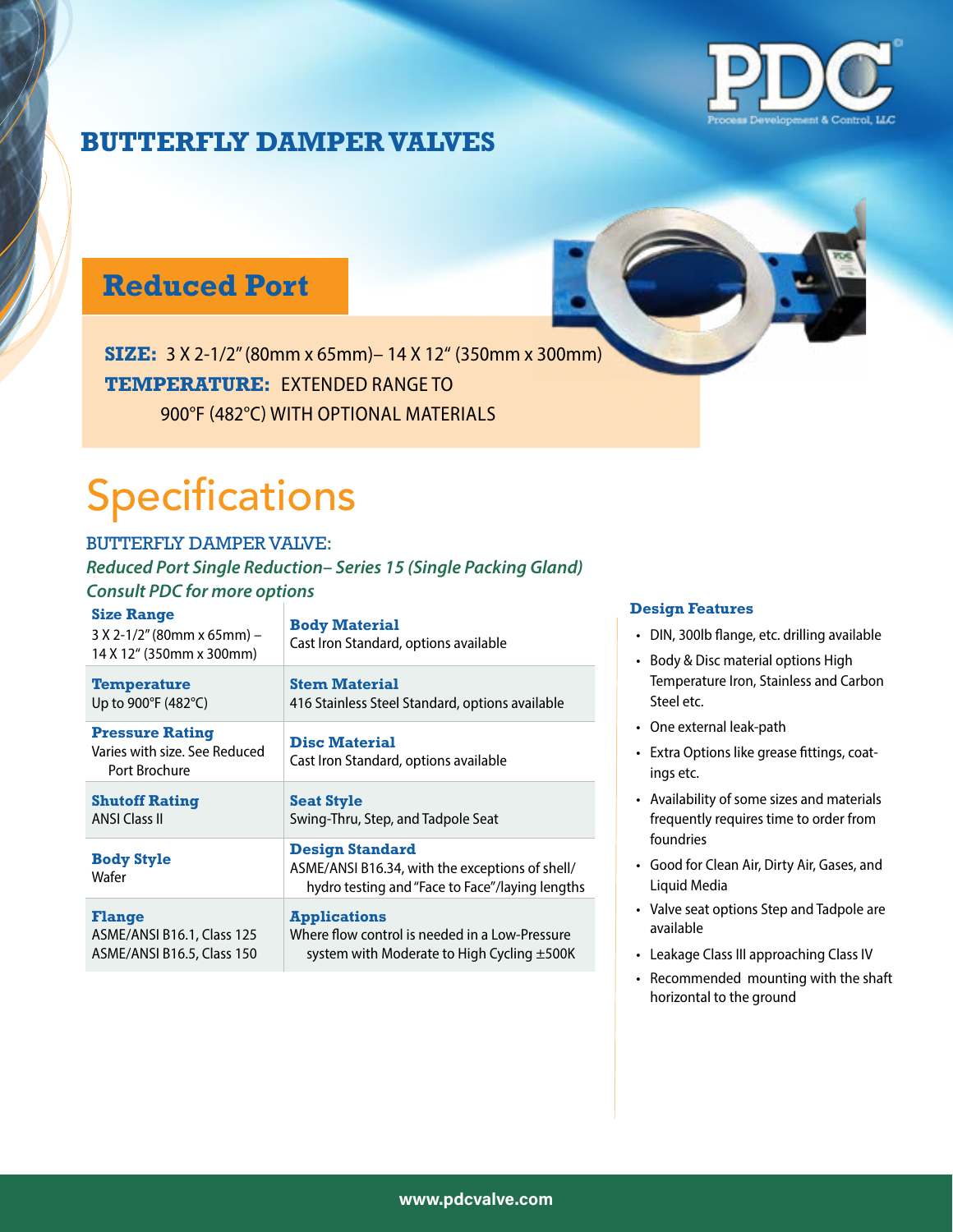# BUTTERFLY DAMPER VALVES

## Reduced Port

**SIZE:** 3 X 2-1/2" (80mm x 65mm)– 14 X 12" (350mm x 300mm)

**TEMPERATURE:** EXTENDED RANGE TO 900°F (482°C) WITH OPTIONAL MATERIALS

# Specifications

BUTTERFLY DAMPER VALVE:

*Reduced Port Single Reduction– Series 15 (Single Packing Gland)*

*Consult PDC for more options*

| | |
|---|---|
| **Size Range**<br>3 X 2-1/2" (80mm x 65mm) – 14 X 12" (350mm x 300mm) | **Body Material**<br>Cast Iron Standard, options available |
| **Temperature**<br>Up to 900°F (482°C) | **Stem Material**<br>416 Stainless Steel Standard, options available |
| **Pressure Rating**<br>Varies with size. See Reduced Port Brochure | **Disc Material**<br>Cast Iron Standard, options available |
| **Shutoff Rating**<br>ANSI Class II | **Seat Style**<br>Swing-Thru, Step, and Tadpole Seat |
| **Body Style**<br>Wafer | **Design Standard**<br>ASME/ANSI B16.34, with the exceptions of shell/hydro testing and "Face to Face"/laying lengths |
| **Flange**<br>ASME/ANSI B16.1, Class 125<br>ASME/ANSI B16.5, Class 150 | **Applications**<br>Where flow control is needed in a Low-Pressure system with Moderate to High Cycling ±500K |

### Design Features

- DIN, 300lb flange, etc. drilling available
- Body & Disc material options High Temperature Iron, Stainless and Carbon Steel etc.
- One external leak-path
- Extra Options like grease fittings, coatings etc.
- Availability of some sizes and materials frequently requires time to order from foundries
- Good for Clean Air, Dirty Air, Gases, and Liquid Media
- Valve seat options Step and Tadpole are available
- Leakage Class III approaching Class IV
- Recommended mounting with the shaft horizontal to the ground

www.pdcvalve.com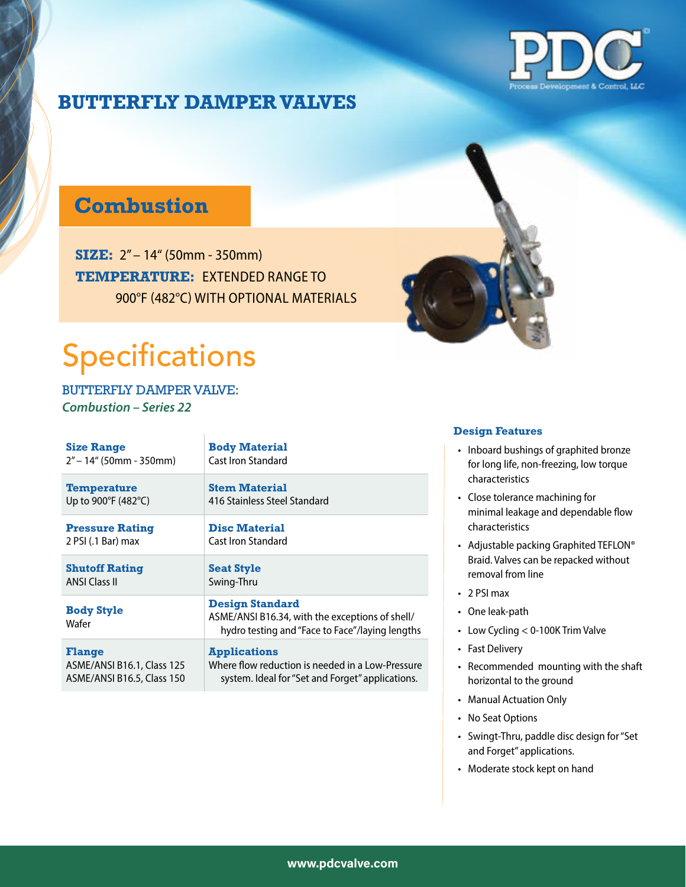# BUTTERFLY DAMPER VALVES

## Combustion

**SIZE:** 2" – 14" (50mm - 350mm)
**TEMPERATURE:** EXTENDED RANGE TO 900°F (482°C) WITH OPTIONAL MATERIALS

# Specifications

BUTTERFLY DAMPER VALVE:
*Combustion – Series 22*

| | |
|---|---|
| **Size Range**<br>2" – 14" (50mm - 350mm) | **Body Material**<br>Cast Iron Standard |
| **Temperature**<br>Up to 900°F (482°C) | **Stem Material**<br>416 Stainless Steel Standard |
| **Pressure Rating**<br>2 PSI (.1 Bar) max | **Disc Material**<br>Cast Iron Standard |
| **Shutoff Rating**<br>ANSI Class II | **Seat Style**<br>Swing-Thru |
| **Body Style**<br>Wafer | **Design Standard**<br>ASME/ANSI B16.34, with the exceptions of shell/ hydro testing and "Face to Face"/laying lengths |
| **Flange**<br>ASME/ANSI B16.1, Class 125<br>ASME/ANSI B16.5, Class 150 | **Applications**<br>Where flow reduction is needed in a Low-Pressure system. Ideal for "Set and Forget" applications. |

### Design Features

- Inboard bushings of graphited bronze for long life, non-freezing, low torque characteristics
- Close tolerance machining for minimal leakage and dependable flow characteristics
- Adjustable packing Graphited TEFLON® Braid. Valves can be repacked without removal from line
- 2 PSI max
- One leak-path
- Low Cycling < 0-100K Trim Valve
- Fast Delivery
- Recommended mounting with the shaft horizontal to the ground
- Manual Actuation Only
- No Seat Options
- Swingt-Thru, paddle disc design for "Set and Forget" applications.
- Moderate stock kept on hand

www.pdcvalve.com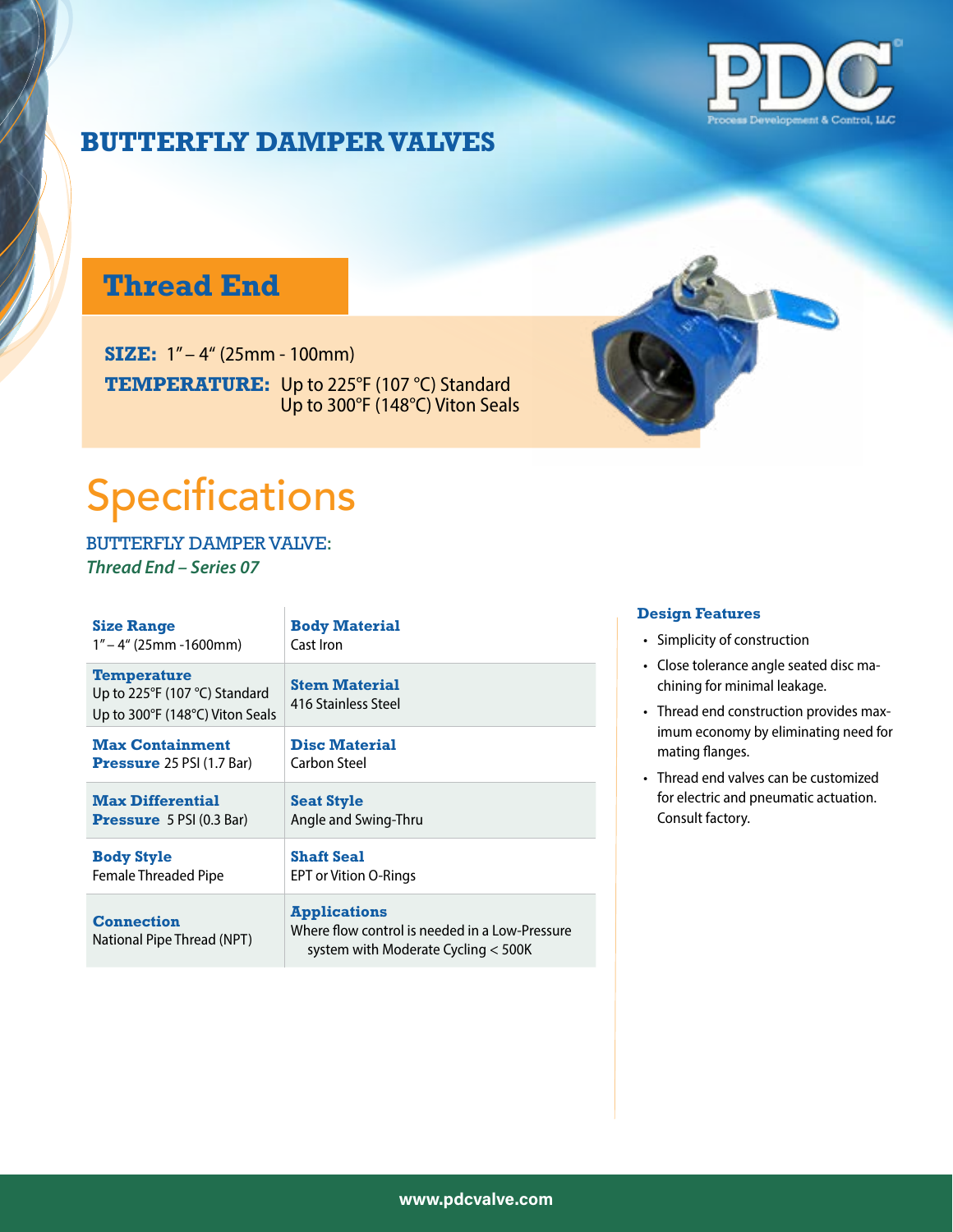# BUTTERFLY DAMPER VALVES

## Thread End

**SIZE:** 1" – 4" (25mm - 100mm)

**TEMPERATURE:** Up to 225°F (107 °C) Standard
Up to 300°F (148°C) Viton Seals

# Specifications

BUTTERFLY DAMPER VALVE:
*Thread End – Series 07*

| | |
|---|---|
| **Size Range**<br>1" – 4" (25mm -1600mm) | **Body Material**<br>Cast Iron |
| **Temperature**<br>Up to 225°F (107 °C) Standard<br>Up to 300°F (148°C) Viton Seals | **Stem Material**<br>416 Stainless Steel |
| **Max Containment Pressure** 25 PSI (1.7 Bar) | **Disc Material**<br>Carbon Steel |
| **Max Differential Pressure** 5 PSI (0.3 Bar) | **Seat Style**<br>Angle and Swing-Thru |
| **Body Style**<br>Female Threaded Pipe | **Shaft Seal**<br>EPT or Vition O-Rings |
| **Connection**<br>National Pipe Thread (NPT) | **Applications**<br>Where flow control is needed in a Low-Pressure system with Moderate Cycling < 500K |

### Design Features

- Simplicity of construction
- Close tolerance angle seated disc machining for minimal leakage.
- Thread end construction provides maximum economy by eliminating need for mating flanges.
- Thread end valves can be customized for electric and pneumatic actuation. Consult factory.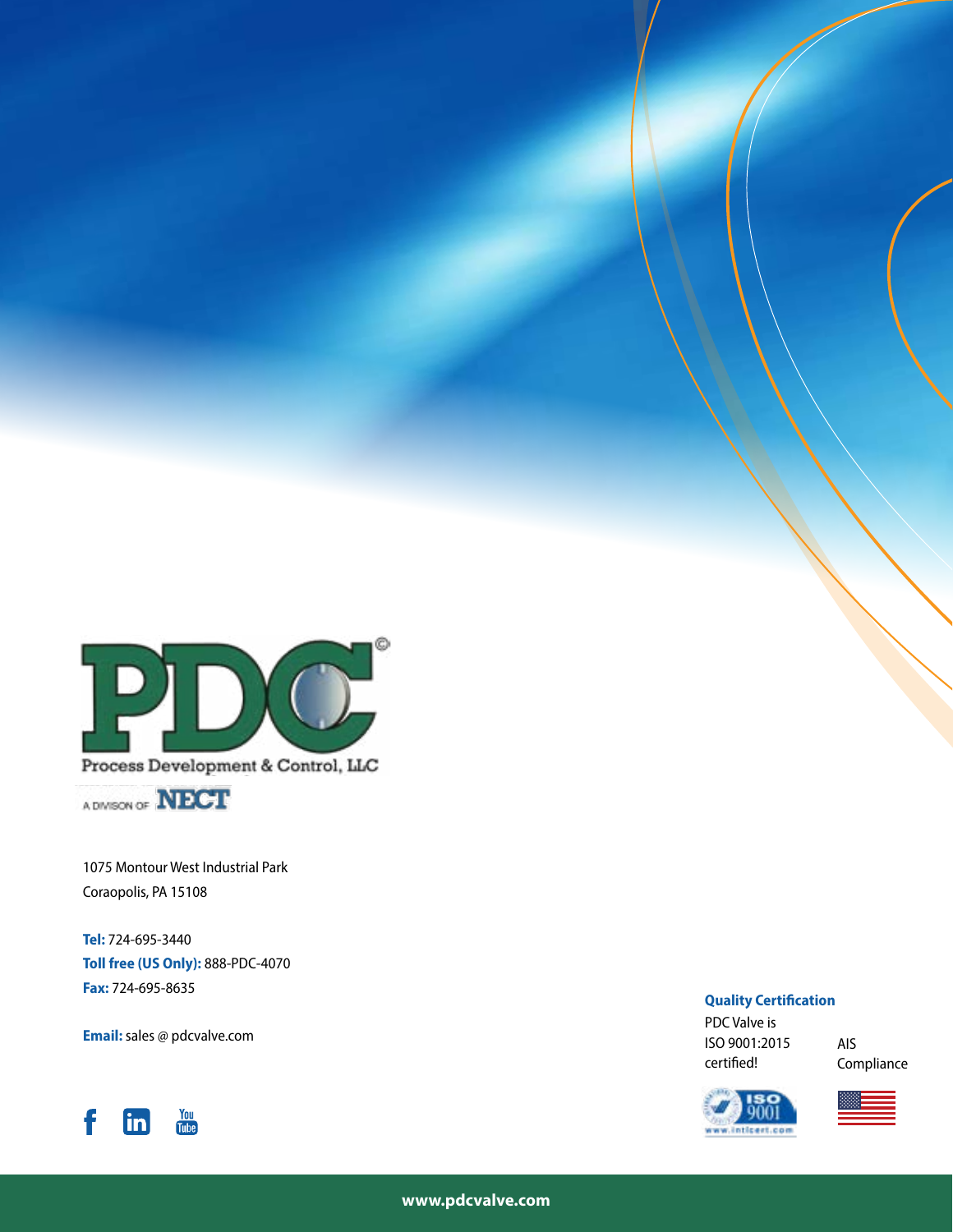PDC

Process Development & Control, LLC

A DIVISON OF NECT

1075 Montour West Industrial Park
Coraopolis, PA 15108

**Tel:** 724-695-3440
**Toll free (US Only):** 888-PDC-4070
**Fax:** 724-695-8635

**Email:** sales @ pdcvalve.com

**Quality Certification**

PDC Valve is ISO 9001:2015 certified!

AIS Compliance

www.pdcvalve.com